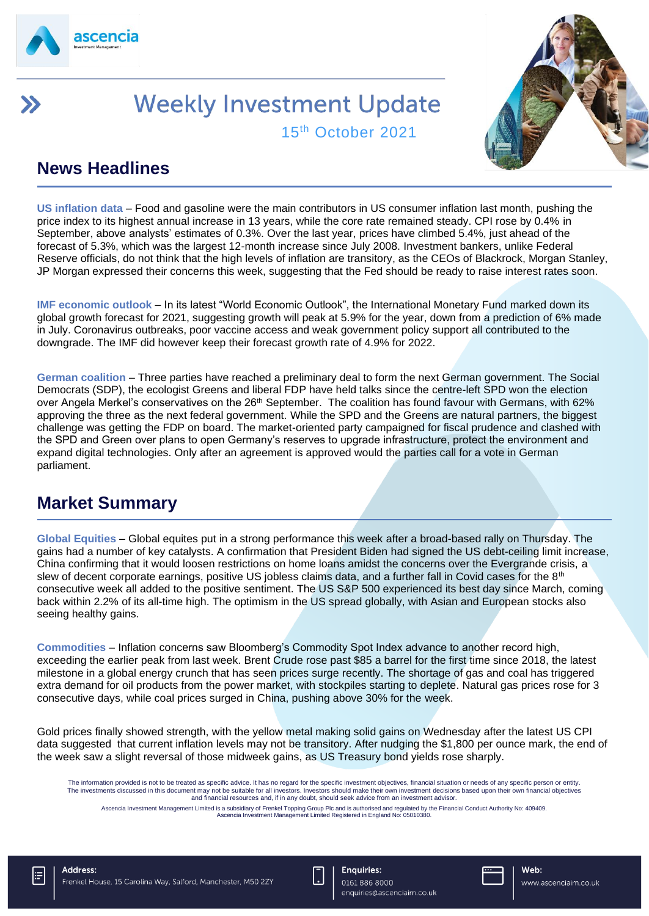# Weekly Investment Update

15th October 2021

## News Headlines

**US inflation data** – Food and gasoline were the main contributors in US consumer inflation last month, pushing the price index to its highest annual increase in 13 years, while the core rate remained steady. CPI rose by 0.4% in September, above analysts' estimates of 0.3%. Over the last year, prices have climbed 5.4%, just ahead of the forecast of 5.3%, which was the largest 12-month increase since July 2008. Investment bankers, unlike Federal Reserve officials, do not think that the high levels of inflation are transitory, as the CEOs of Blackrock, Morgan Stanley, JP Morgan expressed their concerns this week, suggesting that the Fed should be ready to raise interest rates soon.

**IMF economic outlook** – In its latest "World Economic Outlook", the International Monetary Fund marked down its global growth forecast for 2021, suggesting growth will peak at 5.9% for the year, down from a prediction of 6% made in July. Coronavirus outbreaks, poor vaccine access and weak government policy support all contributed to the downgrade. The IMF did however keep their forecast growth rate of 4.9% for 2022.

**German coalition** – Three parties have reached a preliminary deal to form the next German government. The Social Democrats (SDP), the ecologist Greens and liberal FDP have held talks since the centre-left SPD won the election over Angela Merkel's conservatives on the 26th September. The coalition has found favour with Germans, with 62% approving the three as the next federal government. While the SPD and the Greens are natural partners, the biggest challenge was getting the FDP on board. The market-oriented party campaigned for fiscal prudence and clashed with the SPD and Green over plans to open Germany's reserves to upgrade infrastructure, protect the environment and expand digital technologies. Only after an agreement is approved would the parties call for a vote in German parliament.

## Market Summary

**Global Equities** – Global equites put in a strong performance this week after a broad-based rally on Thursday. The gains had a number of key catalysts. A confirmation that President Biden had signed the US debt-ceiling limit increase, China confirming that it would loosen restrictions on home loans amidst the concerns over the Evergrande crisis, a slew of decent corporate earnings, positive US jobless claims data, and a further fall in Covid cases for the 8th consecutive week all added to the positive sentiment. The US S&P 500 experienced its best day since March, coming back within 2.2% of its all-time high. The optimism in the US spread globally, with Asian and European stocks also seeing healthy gains.

**Commodities** – Inflation concerns saw Bloomberg's Commodity Spot Index advance to another record high, exceeding the earlier peak from last week. Brent Crude rose past $85 a barrel for the first time since 2018, the latest milestone in a global energy crunch that has seen prices surge recently. The shortage of gas and coal has triggered extra demand for oil products from the power market, with stockpiles starting to deplete. Natural gas prices rose for 3 consecutive days, while coal prices surged in China, pushing above 30% for the week.

Gold prices finally showed strength, with the yellow metal making solid gains on Wednesday after the latest US CPI data suggested that current inflation levels may not be transitory. After nudging the $1,800 per ounce mark, the end of the week saw a slight reversal of those midweek gains, as US Treasury bond yields rose sharply.

The information provided is not to be treated as specific advice. It has no regard for the specific investment objectives, financial situation or needs of any specific person or entity. The investments discussed in this document may not be suitable for all investors. Investors should make their own investment decisions based upon their own financial objectives and financial resources and, if in any doubt, should seek advice from an investment advisor.

Ascencia Investment Management Limited is a subsidiary of Frenkel Topping Group Plc and is authorised and regulated by the Financial Conduct Authority No: 409409. Ascencia Investment Management Limited Registered in England No: 05010380.

**Address:** Frenkel House, 15 Carolina Way, Salford, Manchester, M50 2ZY

**Enquiries:** 0161 886 8000 enquiries@ascenciaim.co.uk

**Web:** www.ascenciaim.co.uk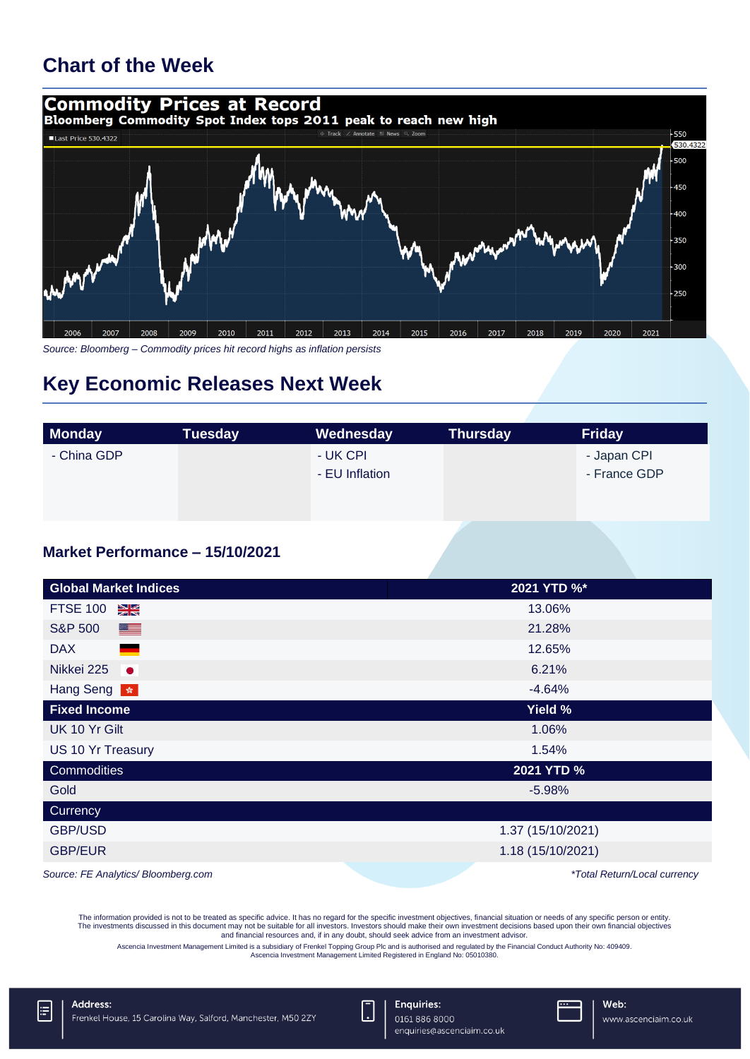## Chart of the Week

**Commodity Prices at Record**
**Bloomberg Commodity Spot Index tops 2011 peak to reach new high**

Last Price 530.4322

550
530.4322
500
450
400
350
300
250

2006 2007 2008 2009 2010 2011 2012 2013 2014 2015 2016 2017 2018 2019 2020 2021

*Source: Bloomberg – Commodity prices hit record highs as inflation persists*

## Key Economic Releases Next Week

| Monday | Tuesday | Wednesday | Thursday | Friday |
|---|---|---|---|---|
| - China GDP | | - UK CPI<br>- EU Inflation | | - Japan CPI<br>- France GDP |

### Market Performance – 15/10/2021

| Global Market Indices | 2021 YTD %* |
|---|---|
| FTSE 100 | 13.06% |
| S&P 500 | 21.28% |
| DAX | 12.65% |
| Nikkei 225 | 6.21% |
| Hang Seng | -4.64% |
| **Fixed Income** | **Yield %** |
| UK 10 Yr Gilt | 1.06% |
| US 10 Yr Treasury | 1.54% |
| Commodities | **2021 YTD %** |
| Gold | -5.98% |
| Currency | |
| GBP/USD | 1.37 (15/10/2021) |
| GBP/EUR | 1.18 (15/10/2021) |

*Source: FE Analytics/ Bloomberg.com*

*\*Total Return/Local currency*

The information provided is not to be treated as specific advice. It has no regard for the specific investment objectives, financial situation or needs of any specific person or entity. The investments discussed in this document may not be suitable for all investors. Investors should make their own investment decisions based upon their own financial objectives and financial resources and, if in any doubt, should seek advice from an investment advisor.

Ascencia Investment Management Limited is a subsidiary of Frenkel Topping Group Plc and is authorised and regulated by the Financial Conduct Authority No: 409409. Ascencia Investment Management Limited Registered in England No: 05010380.

**Address:** Frenkel House, 15 Carolina Way, Salford, Manchester, M50 2ZY

**Enquiries:** 0161 886 8000 enquiries@ascenciaim.co.uk

**Web:** www.ascenciaim.co.uk